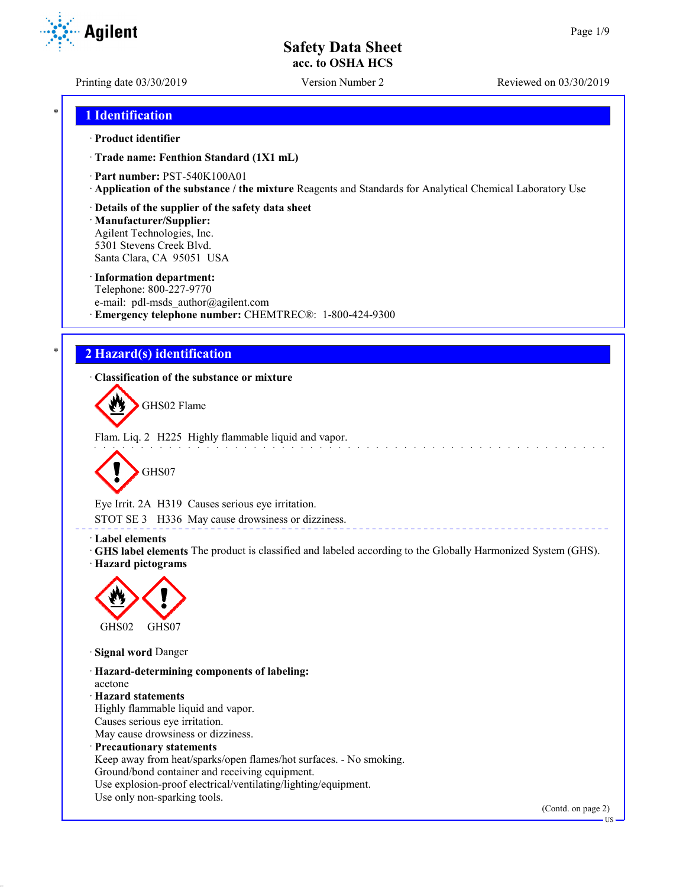# Safety Data Sheet
**acc. to OSHA HCS**

Printing date 03/30/2019 Version Number 2 Reviewed on 03/30/2019

## 1 Identification

· **Product identifier**

· **Trade name: Fenthion Standard (1X1 mL)**

· **Part number:** PST-540K100A01
· **Application of the substance / the mixture** Reagents and Standards for Analytical Chemical Laboratory Use

· **Details of the supplier of the safety data sheet**
· **Manufacturer/Supplier:**
Agilent Technologies, Inc.
5301 Stevens Creek Blvd.
Santa Clara, CA 95051 USA

· **Information department:**
Telephone: 800-227-9770
e-mail: pdl-msds_author@agilent.com
· **Emergency telephone number:** CHEMTREC®: 1-800-424-9300

## 2 Hazard(s) identification

· **Classification of the substance or mixture**

GHS02 Flame

Flam. Liq. 2 H225 Highly flammable liquid and vapor.

GHS07

Eye Irrit. 2A H319 Causes serious eye irritation.
STOT SE 3 H336 May cause drowsiness or dizziness.

· **Label elements**
· **GHS label elements** The product is classified and labeled according to the Globally Harmonized System (GHS).
· **Hazard pictograms**

GHS02 GHS07

· **Signal word** Danger

· **Hazard-determining components of labeling:**
acetone
· **Hazard statements**
Highly flammable liquid and vapor.
Causes serious eye irritation.
May cause drowsiness or dizziness.
· **Precautionary statements**
Keep away from heat/sparks/open flames/hot surfaces. - No smoking.
Ground/bond container and receiving equipment.
Use explosion-proof electrical/ventilating/lighting/equipment.
Use only non-sparking tools.

(Contd. on page 2)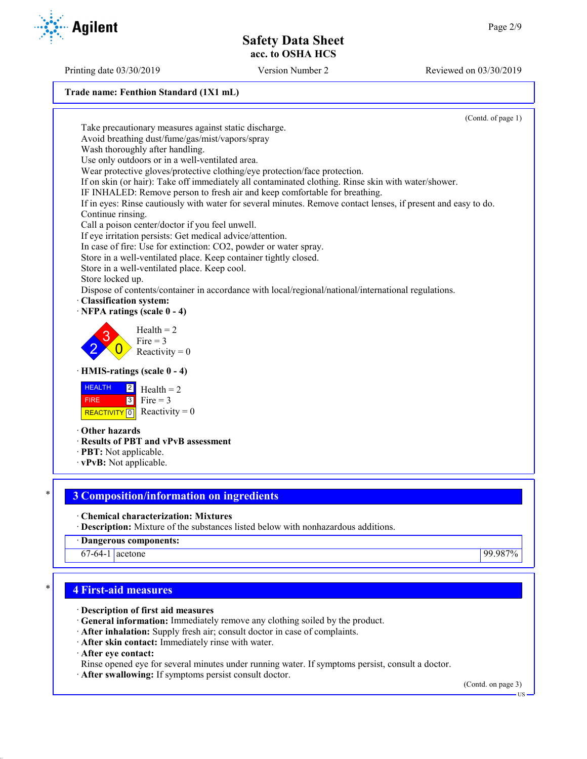Trade name: Fenthion Standard (1X1 mL)

(Contd. of page 1)

Take precautionary measures against static discharge.
Avoid breathing dust/fume/gas/mist/vapors/spray
Wash thoroughly after handling.
Use only outdoors or in a well-ventilated area.
Wear protective gloves/protective clothing/eye protection/face protection.
If on skin (or hair): Take off immediately all contaminated clothing. Rinse skin with water/shower.
IF INHALED: Remove person to fresh air and keep comfortable for breathing.
If in eyes: Rinse cautiously with water for several minutes. Remove contact lenses, if present and easy to do. Continue rinsing.
Call a poison center/doctor if you feel unwell.
If eye irritation persists: Get medical advice/attention.
In case of fire: Use for extinction: $CO_2$, powder or water spray.
Store in a well-ventilated place. Keep container tightly closed.
Store in a well-ventilated place. Keep cool.
Store locked up.
Dispose of contents/container in accordance with local/regional/national/international regulations.

· **Classification system:**

· **NFPA ratings (scale 0 - 4)**

Health = 2
Fire = 3
Reactivity = 0

· **HMIS-ratings (scale 0 - 4)**

| | |
|---|---|
| HEALTH | 2 |
| FIRE | 3 |
| REACTIVITY | 0 |

Health = 2
Fire = 3
Reactivity = 0

· **Other hazards**
· **Results of PBT and vPvB assessment**
· **PBT:** Not applicable.
· **vPvB:** Not applicable.

## 3 Composition/information on ingredients

· **Chemical characterization: Mixtures**
· **Description:** Mixture of the substances listed below with nonhazardous additions.

| · Dangerous components: | | |
|---|---|---|
| 67-64-1 | acetone | 99.987% |

## 4 First-aid measures

· **Description of first aid measures**
· **General information:** Immediately remove any clothing soiled by the product.
· **After inhalation:** Supply fresh air; consult doctor in case of complaints.
· **After skin contact:** Immediately rinse with water.
· **After eye contact:**
Rinse opened eye for several minutes under running water. If symptoms persist, consult a doctor.
· **After swallowing:** If symptoms persist consult doctor.

(Contd. on page 3)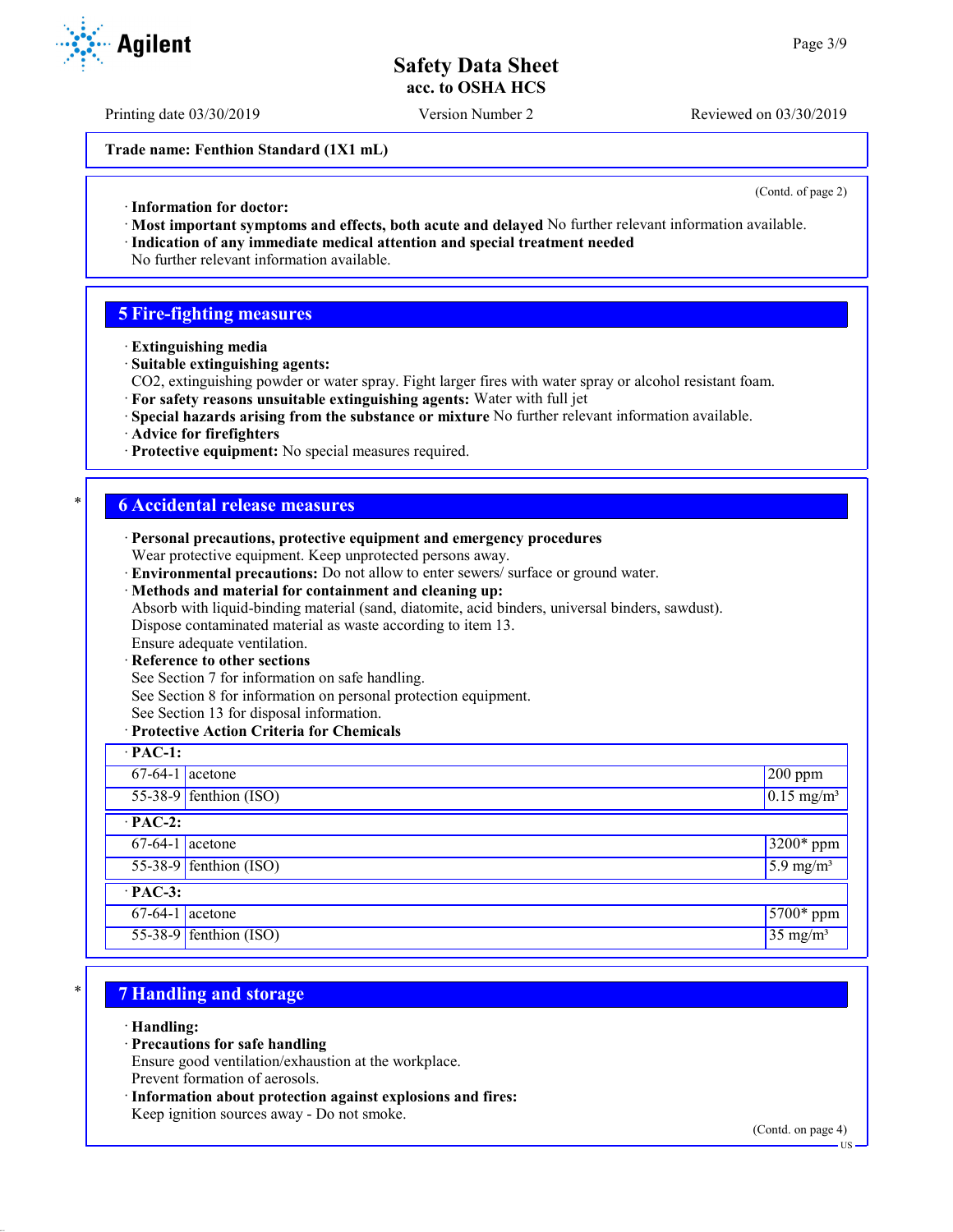Trade name: Fenthion Standard (1X1 mL)

(Contd. of page 2)

· **Information for doctor:**
· **Most important symptoms and effects, both acute and delayed** No further relevant information available.
· **Indication of any immediate medical attention and special treatment needed**
No further relevant information available.

## 5 Fire-fighting measures

· **Extinguishing media**
· **Suitable extinguishing agents:**
$CO_2$, extinguishing powder or water spray. Fight larger fires with water spray or alcohol resistant foam.
· **For safety reasons unsuitable extinguishing agents:** Water with full jet
· **Special hazards arising from the substance or mixture** No further relevant information available.
· **Advice for firefighters**
· **Protective equipment:** No special measures required.

## 6 Accidental release measures

· **Personal precautions, protective equipment and emergency procedures**
Wear protective equipment. Keep unprotected persons away.
· **Environmental precautions:** Do not allow to enter sewers/ surface or ground water.
· **Methods and material for containment and cleaning up:**
Absorb with liquid-binding material (sand, diatomite, acid binders, universal binders, sawdust).
Dispose contaminated material as waste according to item 13.
Ensure adequate ventilation.
· **Reference to other sections**
See Section 7 for information on safe handling.
See Section 8 for information on personal protection equipment.
See Section 13 for disposal information.
· **Protective Action Criteria for Chemicals**

| · PAC-1: | | |
|---|---|---|
| 67-64-1 | acetone | 200 ppm |
| 55-38-9 | fenthion (ISO) | 0.15 mg/m³ |
| **· PAC-2:** | | |
| 67-64-1 | acetone | 3200* ppm |
| 55-38-9 | fenthion (ISO) | 5.9 mg/m³ |
| **· PAC-3:** | | |
| 67-64-1 | acetone | 5700* ppm |
| 55-38-9 | fenthion (ISO) | 35 mg/m³ |

## 7 Handling and storage

· **Handling:**
· **Precautions for safe handling**
Ensure good ventilation/exhaustion at the workplace.
Prevent formation of aerosols.
· **Information about protection against explosions and fires:**
Keep ignition sources away - Do not smoke.

(Contd. on page 4)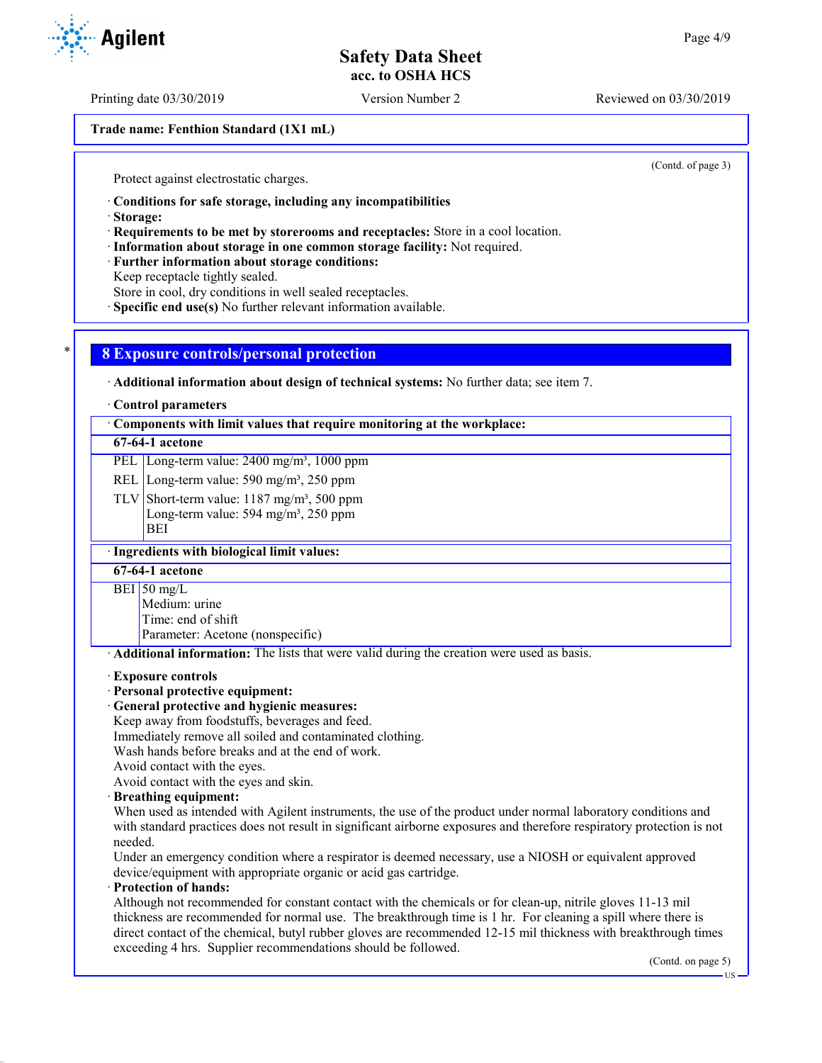Trade name: Fenthion Standard (1X1 mL)

(Contd. of page 3)

Protect against electrostatic charges.

· **Conditions for safe storage, including any incompatibilities**
· **Storage:**
· **Requirements to be met by storerooms and receptacles:** Store in a cool location.
· **Information about storage in one common storage facility:** Not required.
· **Further information about storage conditions:**
Keep receptacle tightly sealed.
Store in cool, dry conditions in well sealed receptacles.
· **Specific end use(s)** No further relevant information available.

## 8 Exposure controls/personal protection

· **Additional information about design of technical systems:** No further data; see item 7.

· **Control parameters**

| · Components with limit values that require monitoring at the workplace: | |
|---|---|
| **67-64-1 acetone** | |
| PEL | Long-term value: 2400 mg/m³, 1000 ppm |
| REL | Long-term value: 590 mg/m³, 250 ppm |
| TLV | Short-term value: 1187 mg/m³, 500 ppm<br>Long-term value: 594 mg/m³, 250 ppm<br>BEI |

| · Ingredients with biological limit values: | |
|---|---|
| **67-64-1 acetone** | |
| BEI | 50 mg/L<br>Medium: urine<br>Time: end of shift<br>Parameter: Acetone (nonspecific) |

· **Additional information:** The lists that were valid during the creation were used as basis.

· **Exposure controls**
· **Personal protective equipment:**
· **General protective and hygienic measures:**
Keep away from foodstuffs, beverages and feed.
Immediately remove all soiled and contaminated clothing.
Wash hands before breaks and at the end of work.
Avoid contact with the eyes.
Avoid contact with the eyes and skin.
· **Breathing equipment:**
When used as intended with Agilent instruments, the use of the product under normal laboratory conditions and with standard practices does not result in significant airborne exposures and therefore respiratory protection is not needed.
Under an emergency condition where a respirator is deemed necessary, use a NIOSH or equivalent approved device/equipment with appropriate organic or acid gas cartridge.
· **Protection of hands:**
Although not recommended for constant contact with the chemicals or for clean-up, nitrile gloves 11-13 mil thickness are recommended for normal use. The breakthrough time is 1 hr. For cleaning a spill where there is direct contact of the chemical, butyl rubber gloves are recommended 12-15 mil thickness with breakthrough times exceeding 4 hrs. Supplier recommendations should be followed.

(Contd. on page 5)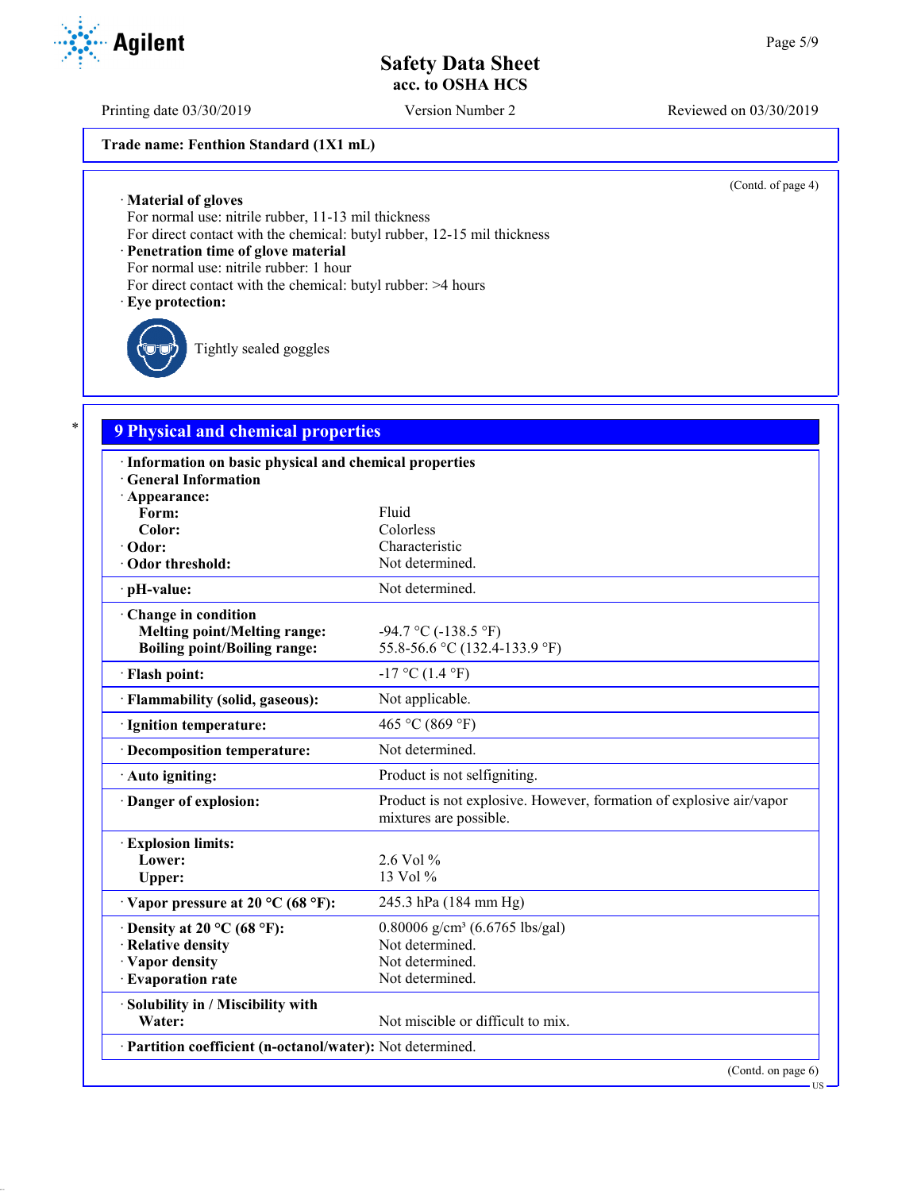Trade name: Fenthion Standard (1X1 mL)

(Contd. of page 4)

· **Material of gloves**
For normal use: nitrile rubber, 11-13 mil thickness
For direct contact with the chemical: butyl rubber, 12-15 mil thickness
· **Penetration time of glove material**
For normal use: nitrile rubber: 1 hour
For direct contact with the chemical: butyl rubber: >4 hours
· **Eye protection:**

Tightly sealed goggles

## 9 Physical and chemical properties

| · **Information on basic physical and chemical properties** | |
|---|---|
| · **General Information** | |
| · **Appearance:** | |
| **Form:** | Fluid |
| **Color:** | Colorless |
| · **Odor:** | Characteristic |
| · **Odor threshold:** | Not determined. |
| · **pH-value:** | Not determined. |
| · **Change in condition** | |
| **Melting point/Melting range:** | -94.7 °C (-138.5 °F) |
| **Boiling point/Boiling range:** | 55.8-56.6 °C (132.4-133.9 °F) |
| · **Flash point:** | -17 °C (1.4 °F) |
| · **Flammability (solid, gaseous):** | Not applicable. |
| · **Ignition temperature:** | 465 °C (869 °F) |
| · **Decomposition temperature:** | Not determined. |
| · **Auto igniting:** | Product is not selfigniting. |
| · **Danger of explosion:** | Product is not explosive. However, formation of explosive air/vapor mixtures are possible. |
| · **Explosion limits:** | |
| **Lower:** | 2.6 Vol % |
| **Upper:** | 13 Vol % |
| · **Vapor pressure at 20 °C (68 °F):** | 245.3 hPa (184 mm Hg) |
| · **Density at 20 °C (68 °F):** | 0.80006 g/cm³ (6.6765 lbs/gal) |
| · **Relative density** | Not determined. |
| · **Vapor density** | Not determined. |
| · **Evaporation rate** | Not determined. |
| · **Solubility in / Miscibility with** | |
| **Water:** | Not miscible or difficult to mix. |
| · **Partition coefficient (n-octanol/water):** | Not determined. |

(Contd. on page 6)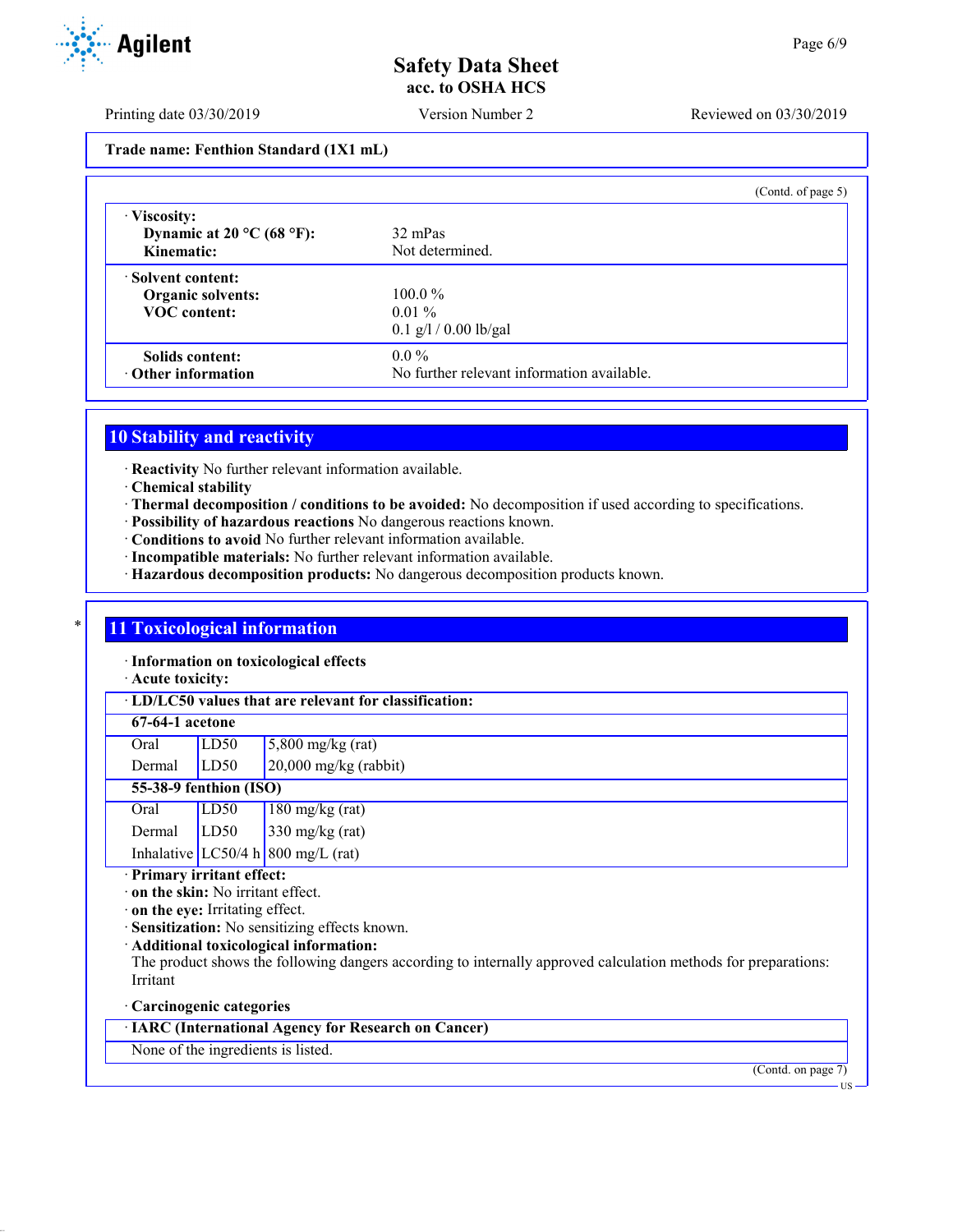Trade name: Fenthion Standard (1X1 mL)

(Contd. of page 5)

| | |
|---|---|
| · **Viscosity:** | |
| **Dynamic at 20 °C (68 °F):** | 32 mPas |
| **Kinematic:** | Not determined. |
| · **Solvent content:** | |
| **Organic solvents:** | 100.0 % |
| **VOC content:** | 0.01 % |
| | 0.1 g/l / 0.00 lb/gal |
| **Solids content:** | 0.0 % |
| · **Other information** | No further relevant information available. |

## 10 Stability and reactivity

· **Reactivity** No further relevant information available.
· **Chemical stability**
· **Thermal decomposition / conditions to be avoided:** No decomposition if used according to specifications.
· **Possibility of hazardous reactions** No dangerous reactions known.
· **Conditions to avoid** No further relevant information available.
· **Incompatible materials:** No further relevant information available.
· **Hazardous decomposition products:** No dangerous decomposition products known.

## * 11 Toxicological information

· **Information on toxicological effects**
· **Acute toxicity:**

| · **LD/LC50 values that are relevant for classification:** | | |
|---|---|---|
| **67-64-1 acetone** | | |
| Oral | LD50 | 5,800 mg/kg (rat) |
| Dermal | LD50 | 20,000 mg/kg (rabbit) |
| **55-38-9 fenthion (ISO)** | | |
| Oral | LD50 | 180 mg/kg (rat) |
| Dermal | LD50 | 330 mg/kg (rat) |
| Inhalative | LC50/4 h | 800 mg/L (rat) |

· **Primary irritant effect:**
· **on the skin:** No irritant effect.
· **on the eye:** Irritating effect.
· **Sensitization:** No sensitizing effects known.
· **Additional toxicological information:**
The product shows the following dangers according to internally approved calculation methods for preparations:
Irritant

· **Carcinogenic categories**

| · **IARC (International Agency for Research on Cancer)** |
|---|
| None of the ingredients is listed. |

(Contd. on page 7)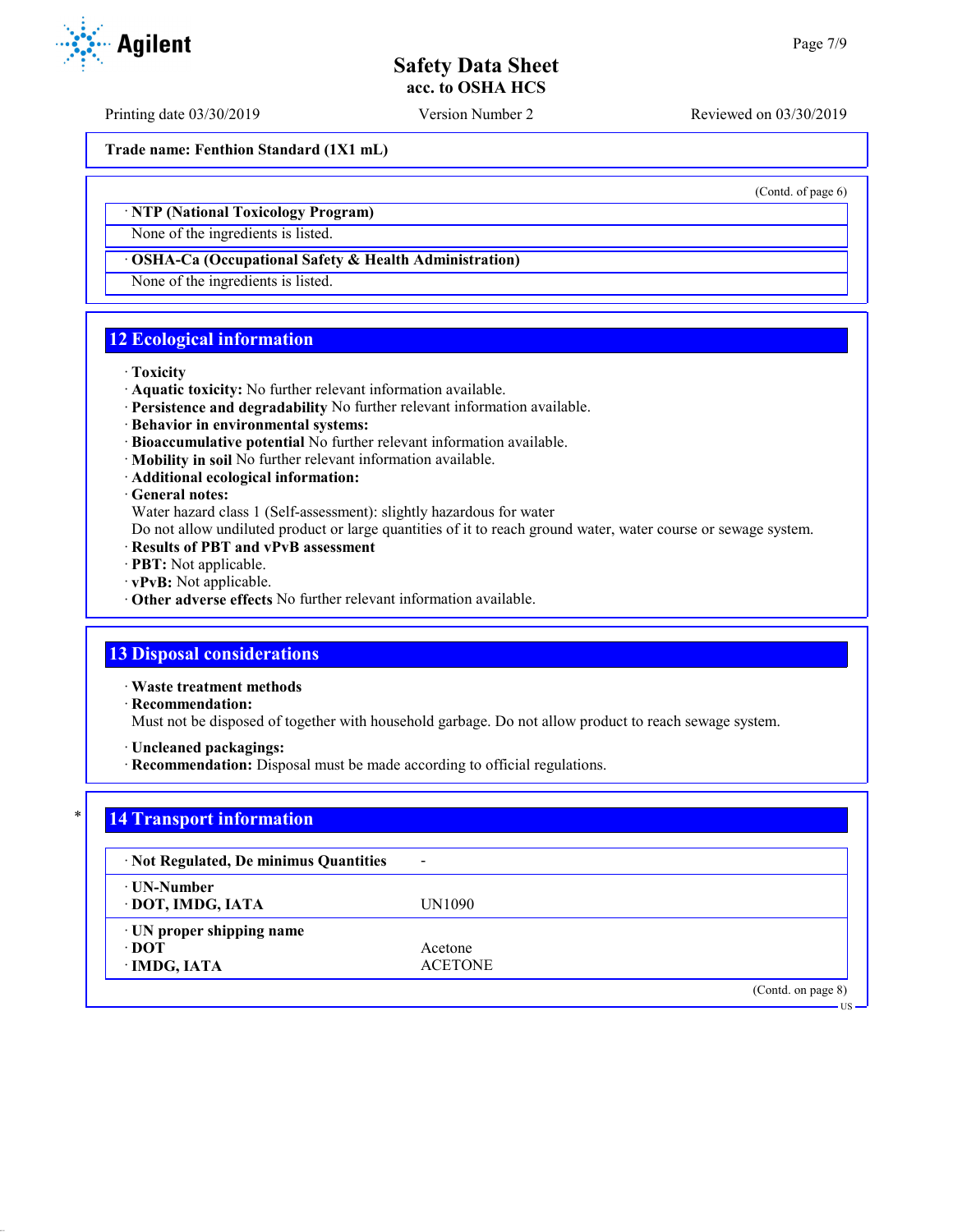**Trade name: Fenthion Standard (1X1 mL)**

(Contd. of page 6)

· **NTP (National Toxicology Program)**

None of the ingredients is listed.

· **OSHA-Ca (Occupational Safety & Health Administration)**

None of the ingredients is listed.

## 12 Ecological information

· **Toxicity**
· **Aquatic toxicity:** No further relevant information available.
· **Persistence and degradability** No further relevant information available.
· **Behavior in environmental systems:**
· **Bioaccumulative potential** No further relevant information available.
· **Mobility in soil** No further relevant information available.
· **Additional ecological information:**
· **General notes:**
Water hazard class 1 (Self-assessment): slightly hazardous for water
Do not allow undiluted product or large quantities of it to reach ground water, water course or sewage system.
· **Results of PBT and vPvB assessment**
· **PBT:** Not applicable.
· **vPvB:** Not applicable.
· **Other adverse effects** No further relevant information available.

## 13 Disposal considerations

· **Waste treatment methods**
· **Recommendation:**
Must not be disposed of together with household garbage. Do not allow product to reach sewage system.

· **Uncleaned packagings:**
· **Recommendation:** Disposal must be made according to official regulations.

## 14 Transport information

| | |
|---|---|
| · **Not Regulated, De minimus Quantities** | - |
| · **UN-Number** | |
| · **DOT, IMDG, IATA** | UN1090 |
| · **UN proper shipping name** | |
| · **DOT** | Acetone |
| · **IMDG, IATA** | ACETONE |

(Contd. on page 8)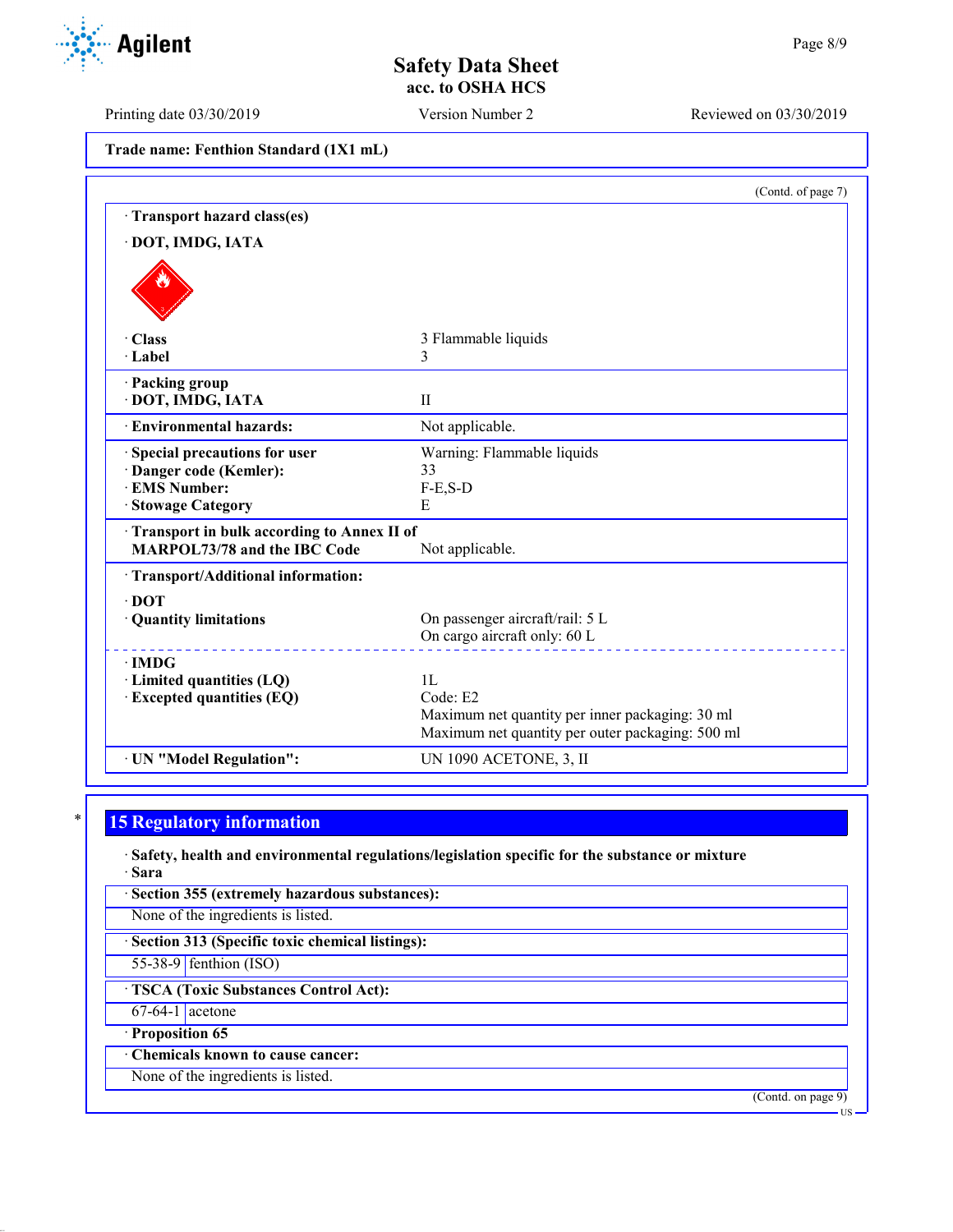Trade name: Fenthion Standard (1X1 mL)

(Contd. of page 7)

· **Transport hazard class(es)**

· **DOT, IMDG, IATA**

| | |
|---|---|
| · **Class** | 3 Flammable liquids |
| · **Label** | 3 |
| · **Packing group** · **DOT, IMDG, IATA** | II |
| · **Environmental hazards:** | Not applicable. |
| · **Special precautions for user** | Warning: Flammable liquids |
| · **Danger code (Kemler):** | 33 |
| · **EMS Number:** | F-E,S-D |
| · **Stowage Category** | E |
| · **Transport in bulk according to Annex II of MARPOL73/78 and the IBC Code** | Not applicable. |

· **Transport/Additional information:**

| | |
|---|---|
| · **DOT** | |
| · **Quantity limitations** | On passenger aircraft/rail: 5 L<br>On cargo aircraft only: 60 L |
| · **IMDG** | |
| · **Limited quantities (LQ)** | 1L |
| · **Excepted quantities (EQ)** | Code: E2<br>Maximum net quantity per inner packaging: 30 ml<br>Maximum net quantity per outer packaging: 500 ml |
| · **UN "Model Regulation":** | UN 1090 ACETONE, 3, II |

## 15 Regulatory information

· **Safety, health and environmental regulations/legislation specific for the substance or mixture**

· **Sara**

· **Section 355 (extremely hazardous substances):**

None of the ingredients is listed.

· **Section 313 (Specific toxic chemical listings):**

| | |
|---|---|
| 55-38-9 | fenthion (ISO) |

· **TSCA (Toxic Substances Control Act):**

| | |
|---|---|
| 67-64-1 | acetone |

· **Proposition 65**

· **Chemicals known to cause cancer:**

None of the ingredients is listed.

(Contd. on page 9)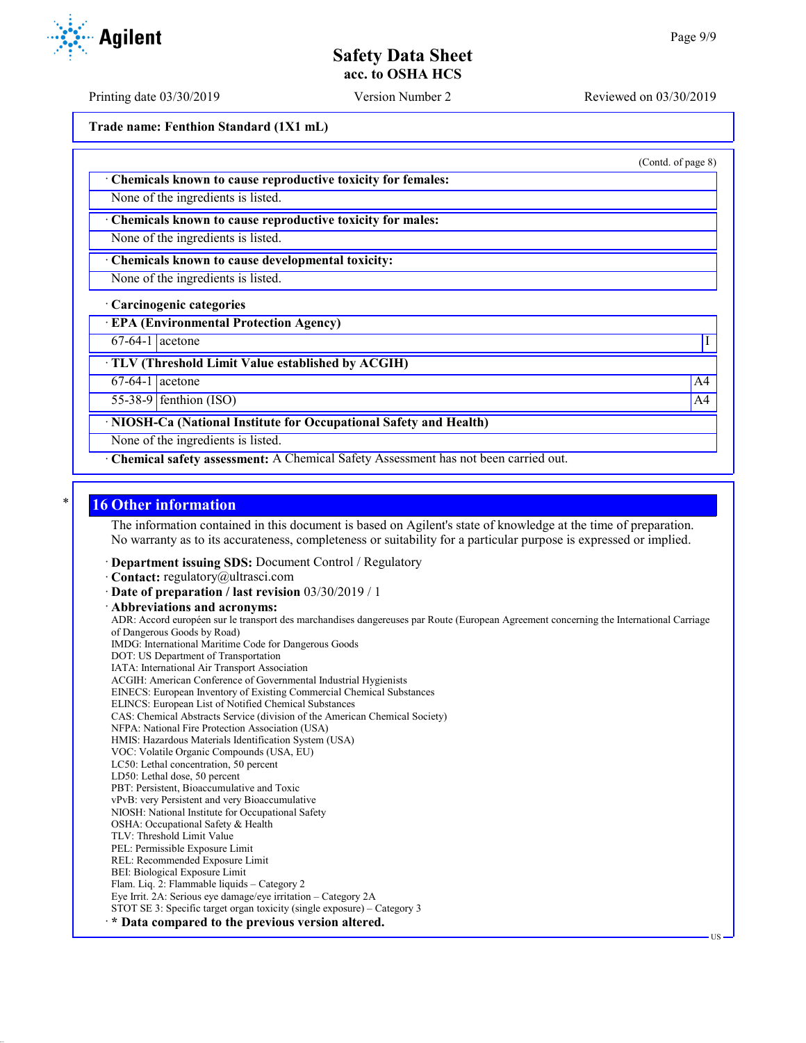Trade name: Fenthion Standard (1X1 mL)

(Contd. of page 8)

· **Chemicals known to cause reproductive toxicity for females:**

None of the ingredients is listed.

· **Chemicals known to cause reproductive toxicity for males:**

None of the ingredients is listed.

· **Chemicals known to cause developmental toxicity:**

None of the ingredients is listed.

· **Carcinogenic categories**

· **EPA (Environmental Protection Agency)**

| | | |
|---|---|---|
| 67-64-1 | acetone | I |

· **TLV (Threshold Limit Value established by ACGIH)**

| | | |
|---|---|---|
| 67-64-1 | acetone | A4 |
| 55-38-9 | fenthion (ISO) | A4 |

· **NIOSH-Ca (National Institute for Occupational Safety and Health)**

None of the ingredients is listed.

· **Chemical safety assessment:** A Chemical Safety Assessment has not been carried out.

## 16 Other information

The information contained in this document is based on Agilent's state of knowledge at the time of preparation. No warranty as to its accurateness, completeness or suitability for a particular purpose is expressed or implied.

· **Department issuing SDS:** Document Control / Regulatory
· **Contact:** regulatory@ultrasci.com
· **Date of preparation / last revision** 03/30/2019 / 1
· **Abbreviations and acronyms:**

ADR: Accord européen sur le transport des marchandises dangereuses par Route (European Agreement concerning the International Carriage of Dangerous Goods by Road)
IMDG: International Maritime Code for Dangerous Goods
DOT: US Department of Transportation
IATA: International Air Transport Association
ACGIH: American Conference of Governmental Industrial Hygienists
EINECS: European Inventory of Existing Commercial Chemical Substances
ELINCS: European List of Notified Chemical Substances
CAS: Chemical Abstracts Service (division of the American Chemical Society)
NFPA: National Fire Protection Association (USA)
HMIS: Hazardous Materials Identification System (USA)
VOC: Volatile Organic Compounds (USA, EU)
LC50: Lethal concentration, 50 percent
LD50: Lethal dose, 50 percent
PBT: Persistent, Bioaccumulative and Toxic
vPvB: very Persistent and very Bioaccumulative
NIOSH: National Institute for Occupational Safety
OSHA: Occupational Safety & Health
TLV: Threshold Limit Value
PEL: Permissible Exposure Limit
REL: Recommended Exposure Limit
BEI: Biological Exposure Limit
Flam. Liq. 2: Flammable liquids – Category 2
Eye Irrit. 2A: Serious eye damage/eye irritation – Category 2A
STOT SE 3: Specific target organ toxicity (single exposure) – Category 3

· **\* Data compared to the previous version altered.**